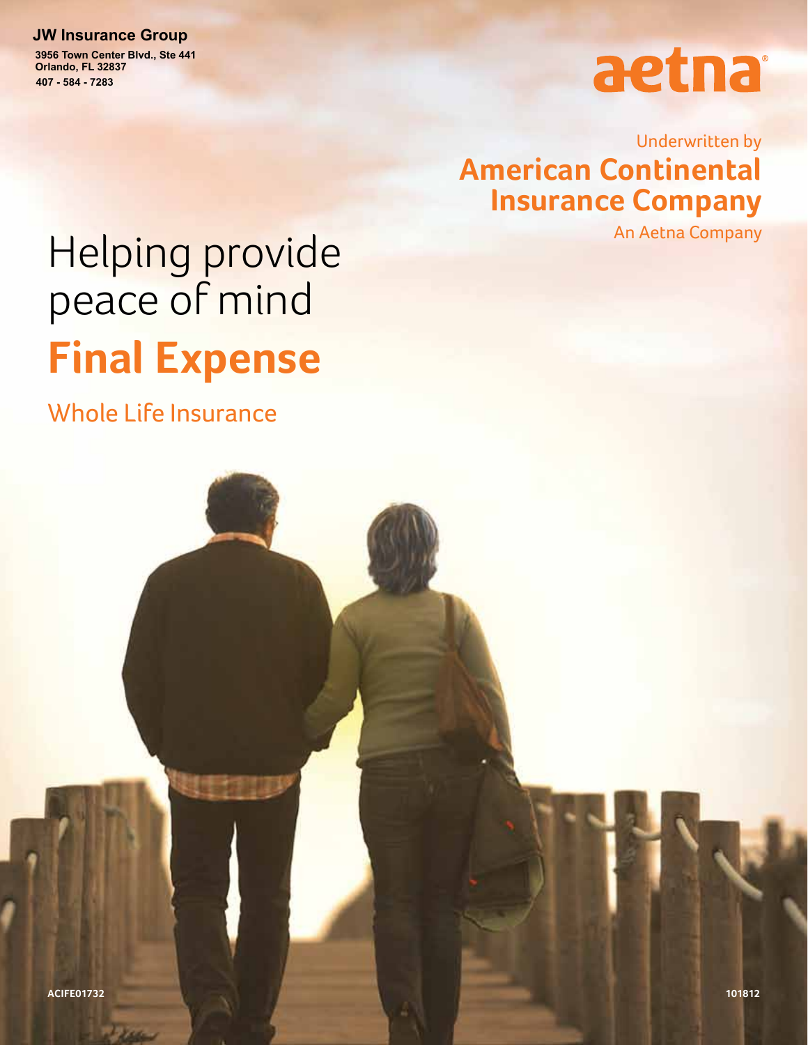**JW Insurance Group**
**3956 Town Center Blvd., Ste 441**
**Orlando, FL 32837**
**407 - 584 - 7283**

aetna®

Underwritten by
**American Continental Insurance Company**
An Aetna Company

# Helping provide peace of mind

# **Final Expense**

## Whole Life Insurance

ACIFE01732

101812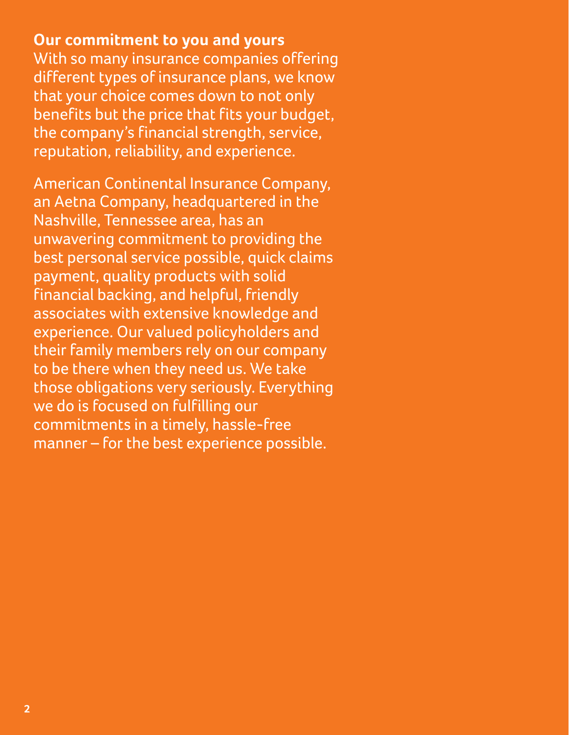**Our commitment to you and yours**

With so many insurance companies offering different types of insurance plans, we know that your choice comes down to not only benefits but the price that fits your budget, the company's financial strength, service, reputation, reliability, and experience.

American Continental Insurance Company, an Aetna Company, headquartered in the Nashville, Tennessee area, has an unwavering commitment to providing the best personal service possible, quick claims payment, quality products with solid financial backing, and helpful, friendly associates with extensive knowledge and experience. Our valued policyholders and their family members rely on our company to be there when they need us. We take those obligations very seriously. Everything we do is focused on fulfilling our commitments in a timely, hassle-free manner – for the best experience possible.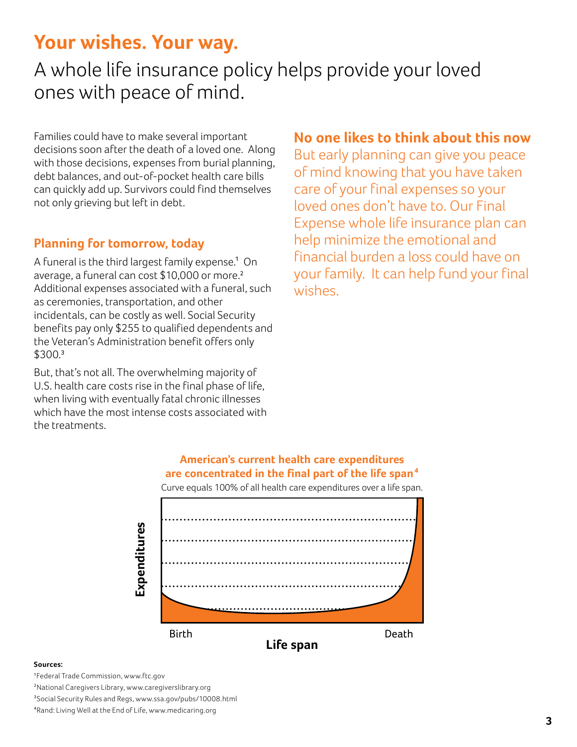# Your wishes. Your way.

## A whole life insurance policy helps provide your loved ones with peace of mind.

Families could have to make several important decisions soon after the death of a loved one. Along with those decisions, expenses from burial planning, debt balances, and out-of-pocket health care bills can quickly add up. Survivors could find themselves not only grieving but left in debt.

### Planning for tomorrow, today

A funeral is the third largest family expense.[1] On average, a funeral can cost $10,000 or more.[2] Additional expenses associated with a funeral, such as ceremonies, transportation, and other incidentals, can be costly as well. Social Security benefits pay only $255 to qualified dependents and the Veteran's Administration benefit offers only $300.[3]

But, that's not all. The overwhelming majority of U.S. health care costs rise in the final phase of life, when living with eventually fatal chronic illnesses which have the most intense costs associated with the treatments.

### No one likes to think about this now

But early planning can give you peace of mind knowing that you have taken care of your final expenses so your loved ones don't have to. Our Final Expense whole life insurance plan can help minimize the emotional and financial burden a loss could have on your family. It can help fund your final wishes.

**American's current health care expenditures are concentrated in the final part of the life span[4]**

Curve equals 100% of all health care expenditures over a life span.

Expenditures

Birth — Death

**Life span**

**Sources:**

[1]Federal Trade Commission, www.ftc.gov

[2]National Caregivers Library, www.caregiverslibrary.org

[3]Social Security Rules and Regs, www.ssa.gov/pubs/10008.html

[4]Rand: Living Well at the End of Life, www.medicaring.org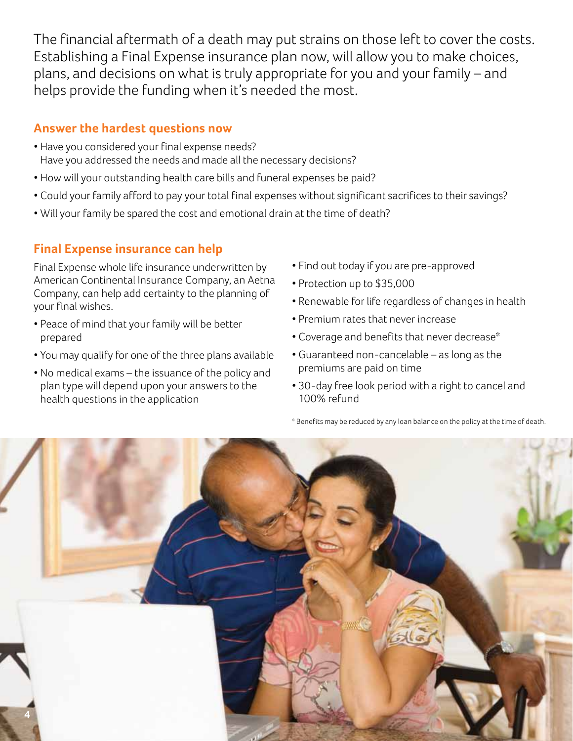The financial aftermath of a death may put strains on those left to cover the costs. Establishing a Final Expense insurance plan now, will allow you to make choices, plans, and decisions on what is truly appropriate for you and your family – and helps provide the funding when it's needed the most.

## Answer the hardest questions now

- Have you considered your final expense needs? Have you addressed the needs and made all the necessary decisions?
- How will your outstanding health care bills and funeral expenses be paid?
- Could your family afford to pay your total final expenses without significant sacrifices to their savings?
- Will your family be spared the cost and emotional drain at the time of death?

## Final Expense insurance can help

Final Expense whole life insurance underwritten by American Continental Insurance Company, an Aetna Company, can help add certainty to the planning of your final wishes.

- Peace of mind that your family will be better prepared
- You may qualify for one of the three plans available
- No medical exams – the issuance of the policy and plan type will depend upon your answers to the health questions in the application
- Find out today if you are pre-approved
- Protection up to $35,000
- Renewable for life regardless of changes in health
- Premium rates that never increase
- Coverage and benefits that never decrease*
- Guaranteed non-cancelable – as long as the premiums are paid on time
- 30-day free look period with a right to cancel and 100% refund

* Benefits may be reduced by any loan balance on the policy at the time of death.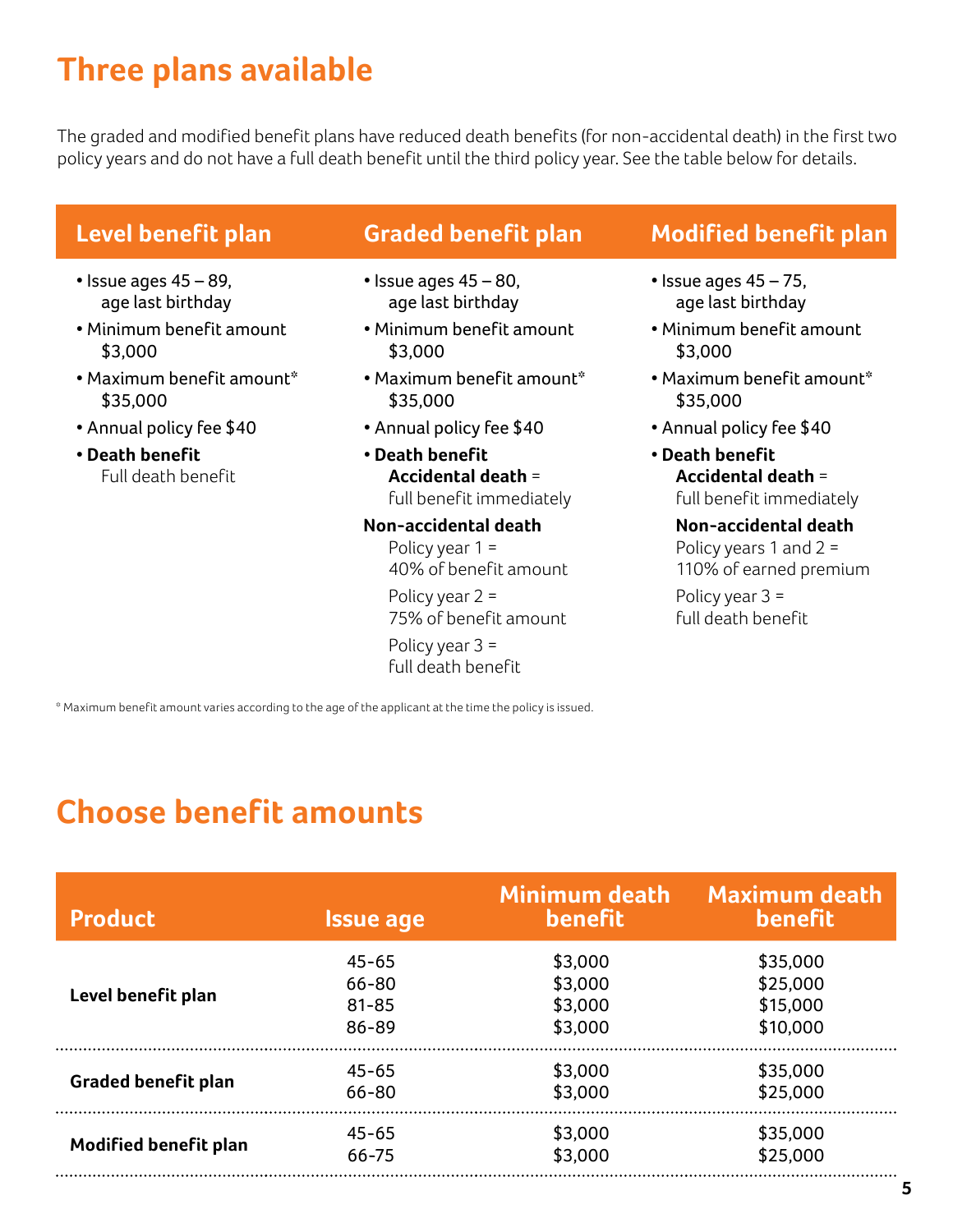# Three plans available

The graded and modified benefit plans have reduced death benefits (for non-accidental death) in the first two policy years and do not have a full death benefit until the third policy year. See the table below for details.

## Level benefit plan

- Issue ages 45 – 89, age last birthday
- Minimum benefit amount $3,000
- Maximum benefit amount* $35,000
- Annual policy fee $40
- **Death benefit**
  Full death benefit

## Graded benefit plan

- Issue ages 45 – 80, age last birthday
- Minimum benefit amount $3,000
- Maximum benefit amount* $35,000
- Annual policy fee $40
- **Death benefit**
  **Accidental death** = full benefit immediately

**Non-accidental death**

Policy year 1 = 40% of benefit amount

Policy year 2 = 75% of benefit amount

Policy year 3 = full death benefit

## Modified benefit plan

- Issue ages 45 – 75, age last birthday
- Minimum benefit amount $3,000
- Maximum benefit amount* $35,000
- Annual policy fee $40
- **Death benefit**
  **Accidental death** = full benefit immediately

  **Non-accidental death**

  Policy years 1 and 2 = 110% of earned premium

  Policy year 3 = full death benefit

* Maximum benefit amount varies according to the age of the applicant at the time the policy is issued.

# Choose benefit amounts

| Product | Issue age | Minimum death benefit | Maximum death benefit |
|---|---|---|---|
| **Level benefit plan** | 45-65 | $3,000 | $35,000 |
| | 66-80 | $3,000 | $25,000 |
| | 81-85 | $3,000 | $15,000 |
| | 86-89 | $3,000 | $10,000 |
| **Graded benefit plan** | 45-65 | $3,000 | $35,000 |
| | 66-80 | $3,000 | $25,000 |
| **Modified benefit plan** | 45-65 | $3,000 | $35,000 |
| | 66-75 | $3,000 | $25,000 |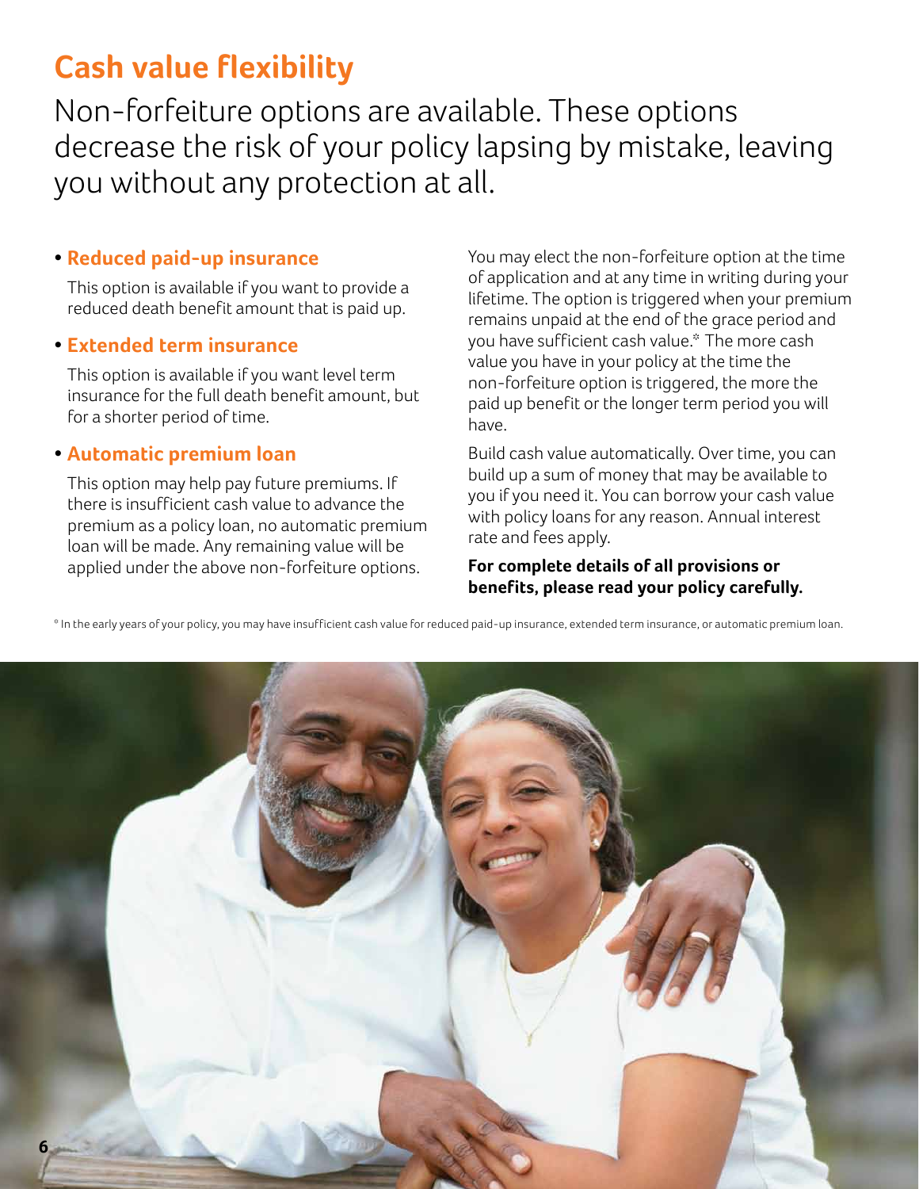# Cash value flexibility

Non-forfeiture options are available. These options decrease the risk of your policy lapsing by mistake, leaving you without any protection at all.

- **Reduced paid-up insurance**

  This option is available if you want to provide a reduced death benefit amount that is paid up.

- **Extended term insurance**

  This option is available if you want level term insurance for the full death benefit amount, but for a shorter period of time.

- **Automatic premium loan**

  This option may help pay future premiums. If there is insufficient cash value to advance the premium as a policy loan, no automatic premium loan will be made. Any remaining value will be applied under the above non-forfeiture options.

You may elect the non-forfeiture option at the time of application and at any time in writing during your lifetime. The option is triggered when your premium remains unpaid at the end of the grace period and you have sufficient cash value.* The more cash value you have in your policy at the time the non-forfeiture option is triggered, the more the paid up benefit or the longer term period you will have.

Build cash value automatically. Over time, you can build up a sum of money that may be available to you if you need it. You can borrow your cash value with policy loans for any reason. Annual interest rate and fees apply.

**For complete details of all provisions or benefits, please read your policy carefully.**

* In the early years of your policy, you may have insufficient cash value for reduced paid-up insurance, extended term insurance, or automatic premium loan.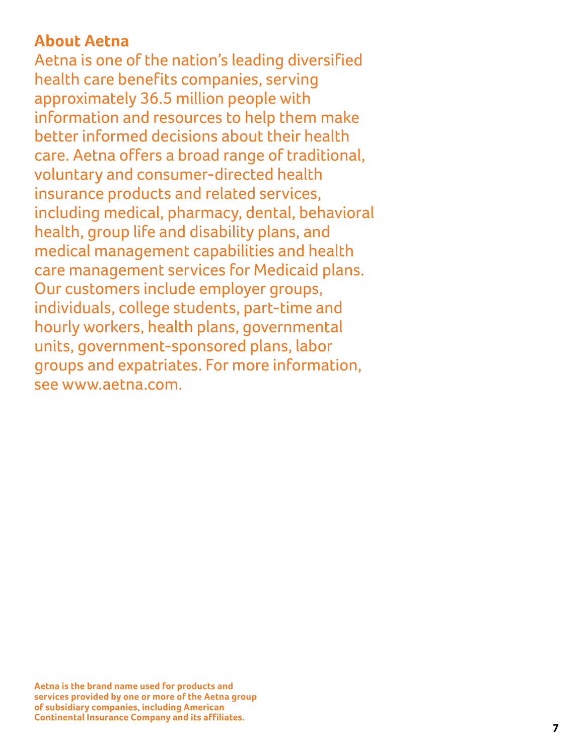## About Aetna

Aetna is one of the nation's leading diversified health care benefits companies, serving approximately 36.5 million people with information and resources to help them make better informed decisions about their health care. Aetna offers a broad range of traditional, voluntary and consumer-directed health insurance products and related services, including medical, pharmacy, dental, behavioral health, group life and disability plans, and medical management capabilities and health care management services for Medicaid plans. Our customers include employer groups, individuals, college students, part-time and hourly workers, health plans, governmental units, government-sponsored plans, labor groups and expatriates. For more information, see www.aetna.com.

**Aetna is the brand name used for products and services provided by one or more of the Aetna group of subsidiary companies, including American Continental Insurance Company and its affiliates.**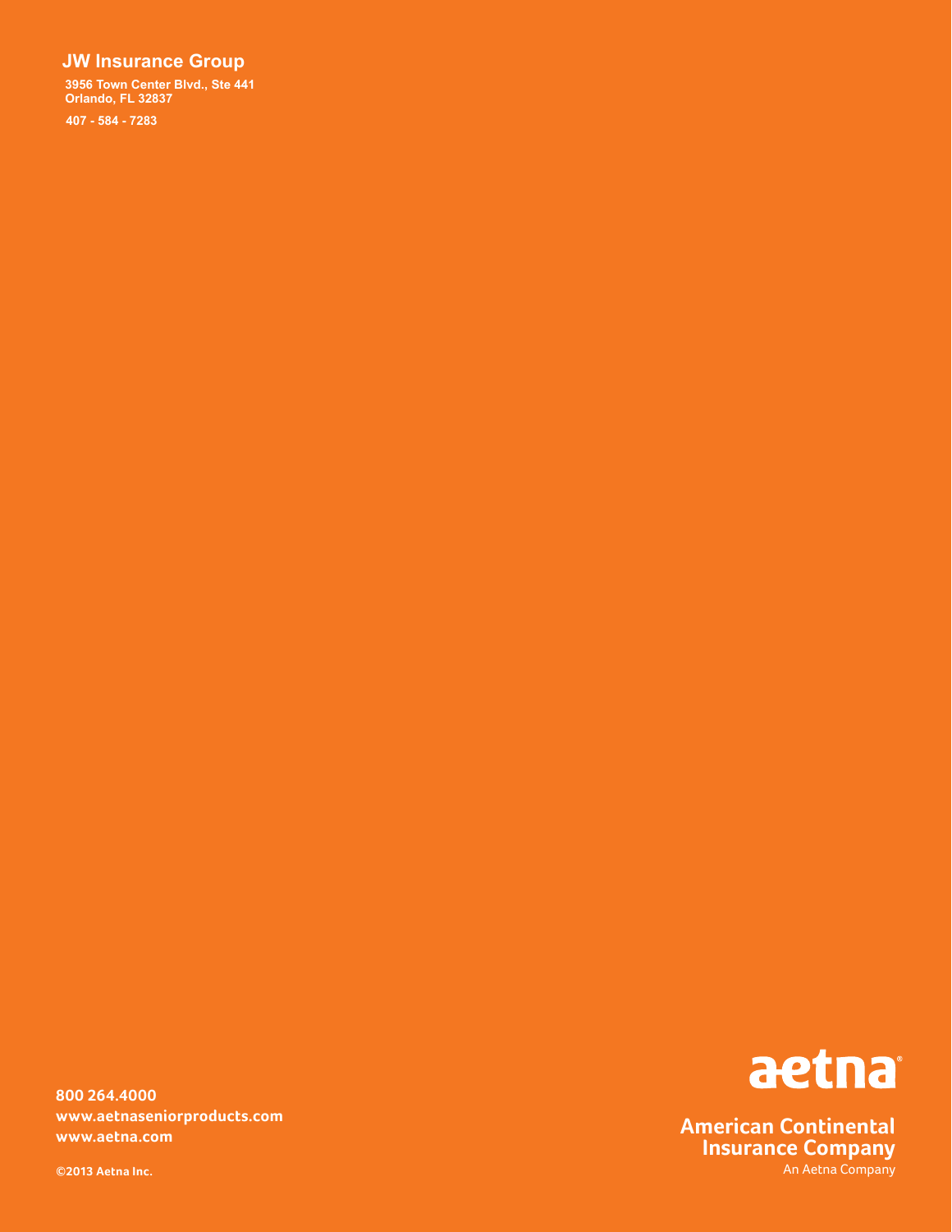**JW Insurance Group**

3956 Town Center Blvd., Ste 441
Orlando, FL 32837

407 - 584 - 7283

800 264.4000
www.aetnaseniorproducts.com
www.aetna.com

©2013 Aetna Inc.

aetna®

American Continental
Insurance Company
An Aetna Company